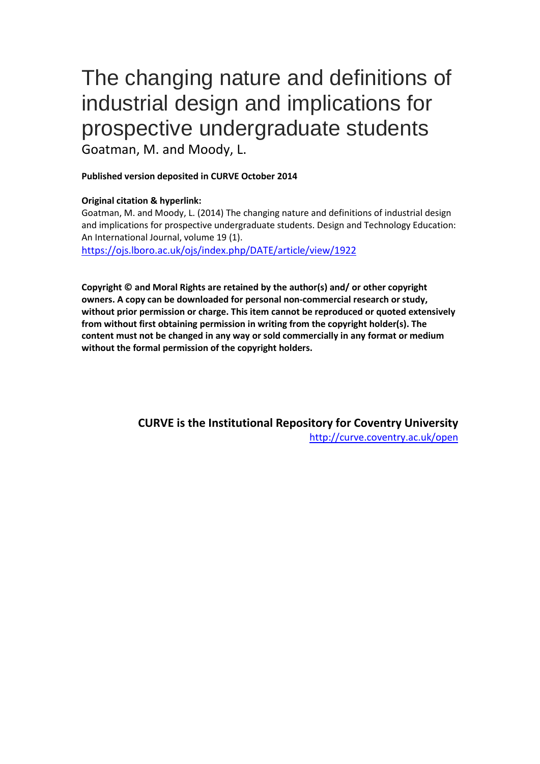# The changing nature and definitions of industrial design and implications for prospective undergraduate students

Goatman, M. and Moody, L.

**Published version deposited in CURVE October 2014**

**Original citation & hyperlink:**

Goatman, M. and Moody, L. (2014) The changing nature and definitions of industrial design and implications for prospective undergraduate students. Design and Technology Education: An International Journal, volume 19 (1).

https://ojs.lboro.ac.uk/ojs/index.php/DATE/article/view/1922

**Copyright © and Moral Rights are retained by the author(s) and/ or other copyright owners. A copy can be downloaded for personal non-commercial research or study, without prior permission or charge. This item cannot be reproduced or quoted extensively from without first obtaining permission in writing from the copyright holder(s). The content must not be changed in any way or sold commercially in any format or medium without the formal permission of the copyright holders.**

**CURVE is the Institutional Repository for Coventry University**

http://curve.coventry.ac.uk/open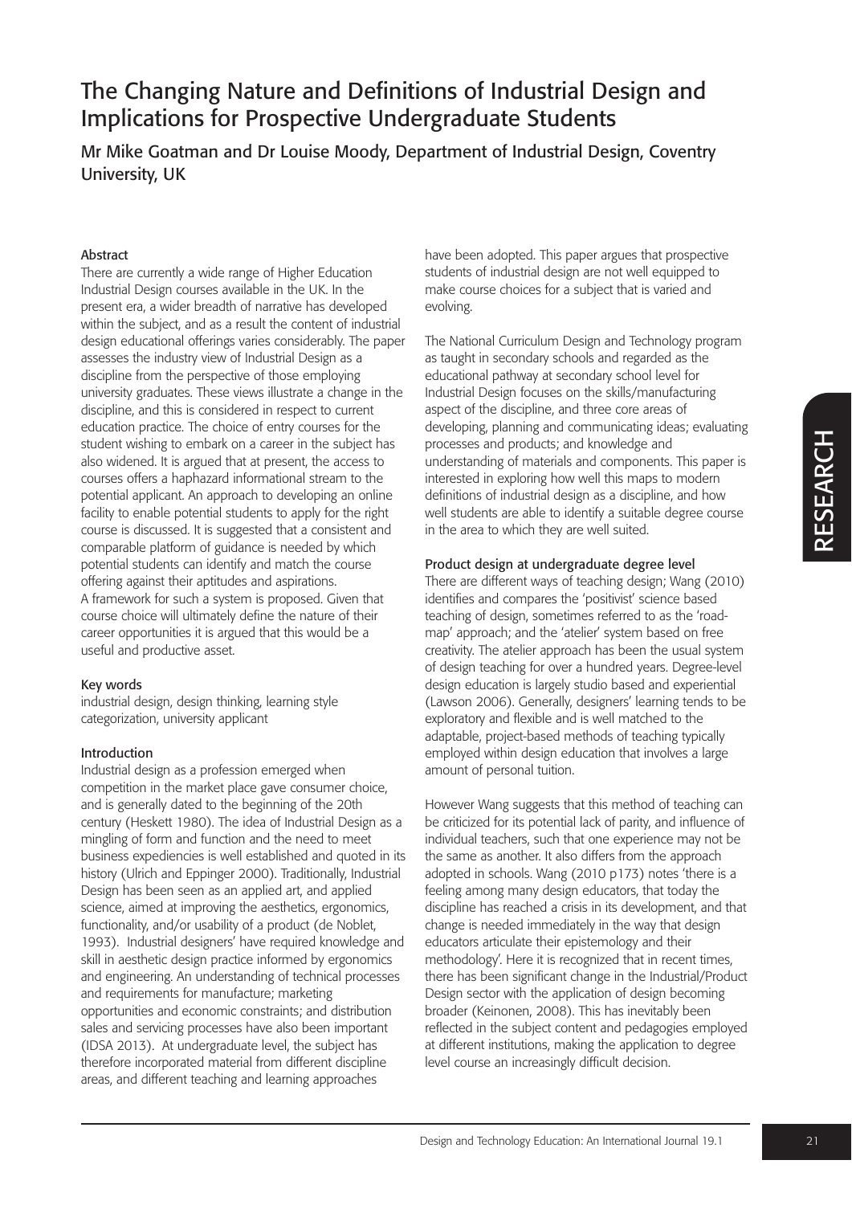# The Changing Nature and Definitions of Industrial Design and Implications for Prospective Undergraduate Students

Mr Mike Goatman and Dr Louise Moody, Department of Industrial Design, Coventry University, UK

### Abstract

There are currently a wide range of Higher Education Industrial Design courses available in the UK. In the present era, a wider breadth of narrative has developed within the subject, and as a result the content of industrial design educational offerings varies considerably. The paper assesses the industry view of Industrial Design as a discipline from the perspective of those employing university graduates. These views illustrate a change in the discipline, and this is considered in respect to current education practice. The choice of entry courses for the student wishing to embark on a career in the subject has also widened. It is argued that at present, the access to courses offers a haphazard informational stream to the potential applicant. An approach to developing an online facility to enable potential students to apply for the right course is discussed. It is suggested that a consistent and comparable platform of guidance is needed by which potential students can identify and match the course offering against their aptitudes and aspirations. A framework for such a system is proposed. Given that course choice will ultimately define the nature of their career opportunities it is argued that this would be a useful and productive asset.

### Key words

industrial design, design thinking, learning style categorization, university applicant

### Introduction

Industrial design as a profession emerged when competition in the market place gave consumer choice, and is generally dated to the beginning of the 20th century (Heskett 1980). The idea of Industrial Design as a mingling of form and function and the need to meet business expediencies is well established and quoted in its history (Ulrich and Eppinger 2000). Traditionally, Industrial Design has been seen as an applied art, and applied science, aimed at improving the aesthetics, ergonomics, functionality, and/or usability of a product (de Noblet, 1993). Industrial designers' have required knowledge and skill in aesthetic design practice informed by ergonomics and engineering. An understanding of technical processes and requirements for manufacture; marketing opportunities and economic constraints; and distribution sales and servicing processes have also been important (IDSA 2013). At undergraduate level, the subject has therefore incorporated material from different discipline areas, and different teaching and learning approaches have been adopted. This paper argues that prospective students of industrial design are not well equipped to make course choices for a subject that is varied and evolving.

The National Curriculum Design and Technology program as taught in secondary schools and regarded as the educational pathway at secondary school level for Industrial Design focuses on the skills/manufacturing aspect of the discipline, and three core areas of developing, planning and communicating ideas; evaluating processes and products; and knowledge and understanding of materials and components. This paper is interested in exploring how well this maps to modern definitions of industrial design as a discipline, and how well students are able to identify a suitable degree course in the area to which they are well suited.

### Product design at undergraduate degree level

There are different ways of teaching design; Wang (2010) identifies and compares the 'positivist' science based teaching of design, sometimes referred to as the 'road-map' approach; and the 'atelier' system based on free creativity. The atelier approach has been the usual system of design teaching for over a hundred years. Degree-level design education is largely studio based and experiential (Lawson 2006). Generally, designers' learning tends to be exploratory and flexible and is well matched to the adaptable, project-based methods of teaching typically employed within design education that involves a large amount of personal tuition.

However Wang suggests that this method of teaching can be criticized for its potential lack of parity, and influence of individual teachers, such that one experience may not be the same as another. It also differs from the approach adopted in schools. Wang (2010 p173) notes 'there is a feeling among many design educators, that today the discipline has reached a crisis in its development, and that change is needed immediately in the way that design educators articulate their epistemology and their methodology'. Here it is recognized that in recent times, there has been significant change in the Industrial/Product Design sector with the application of design becoming broader (Keinonen, 2008). This has inevitably been reflected in the subject content and pedagogies employed at different institutions, making the application to degree level course an increasingly difficult decision.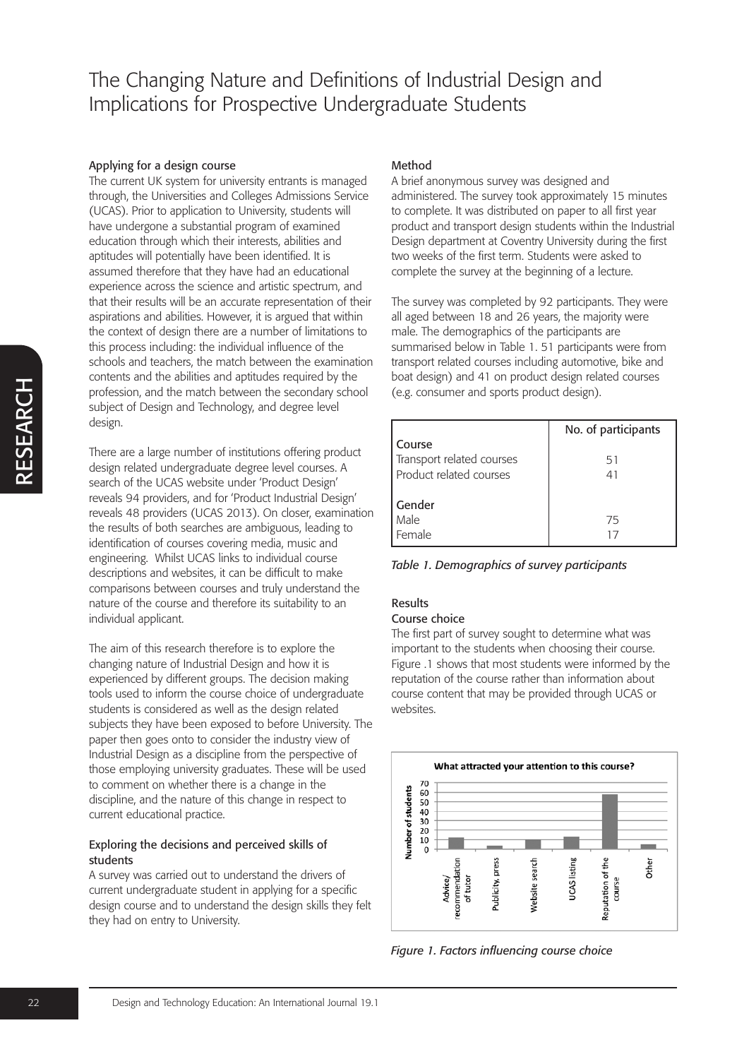# The Changing Nature and Definitions of Industrial Design and Implications for Prospective Undergraduate Students

## Applying for a design course

The current UK system for university entrants is managed through, the Universities and Colleges Admissions Service (UCAS). Prior to application to University, students will have undergone a substantial program of examined education through which their interests, abilities and aptitudes will potentially have been identified. It is assumed therefore that they have had an educational experience across the science and artistic spectrum, and that their results will be an accurate representation of their aspirations and abilities. However, it is argued that within the context of design there are a number of limitations to this process including: the individual influence of the schools and teachers, the match between the examination contents and the abilities and aptitudes required by the profession, and the match between the secondary school subject of Design and Technology, and degree level design.

There are a large number of institutions offering product design related undergraduate degree level courses. A search of the UCAS website under 'Product Design' reveals 94 providers, and for 'Product Industrial Design' reveals 48 providers (UCAS 2013). On closer, examination the results of both searches are ambiguous, leading to identification of courses covering media, music and engineering. Whilst UCAS links to individual course descriptions and websites, it can be difficult to make comparisons between courses and truly understand the nature of the course and therefore its suitability to an individual applicant.

The aim of this research therefore is to explore the changing nature of Industrial Design and how it is experienced by different groups. The decision making tools used to inform the course choice of undergraduate students is considered as well as the design related subjects they have been exposed to before University. The paper then goes onto to consider the industry view of Industrial Design as a discipline from the perspective of those employing university graduates. These will be used to comment on whether there is a change in the discipline, and the nature of this change in respect to current educational practice.

## Exploring the decisions and perceived skills of students

A survey was carried out to understand the drivers of current undergraduate student in applying for a specific design course and to understand the design skills they felt they had on entry to University.

## Method

A brief anonymous survey was designed and administered. The survey took approximately 15 minutes to complete. It was distributed on paper to all first year product and transport design students within the Industrial Design department at Coventry University during the first two weeks of the first term. Students were asked to complete the survey at the beginning of a lecture.

The survey was completed by 92 participants. They were all aged between 18 and 26 years, the majority were male. The demographics of the participants are summarised below in Table 1. 51 participants were from transport related courses including automotive, bike and boat design) and 41 on product design related courses (e.g. consumer and sports product design).

| | No. of participants |
|---|---|
| **Course** | |
| Transport related courses | 51 |
| Product related courses | 41 |
| **Gender** | |
| Male | 75 |
| Female | 17 |

*Table 1. Demographics of survey participants*

## Results

### Course choice

The first part of survey sought to determine what was important to the students when choosing their course. Figure .1 shows that most students were informed by the reputation of the course rather than information about course content that may be provided through UCAS or websites.

*Figure 1. Factors influencing course choice*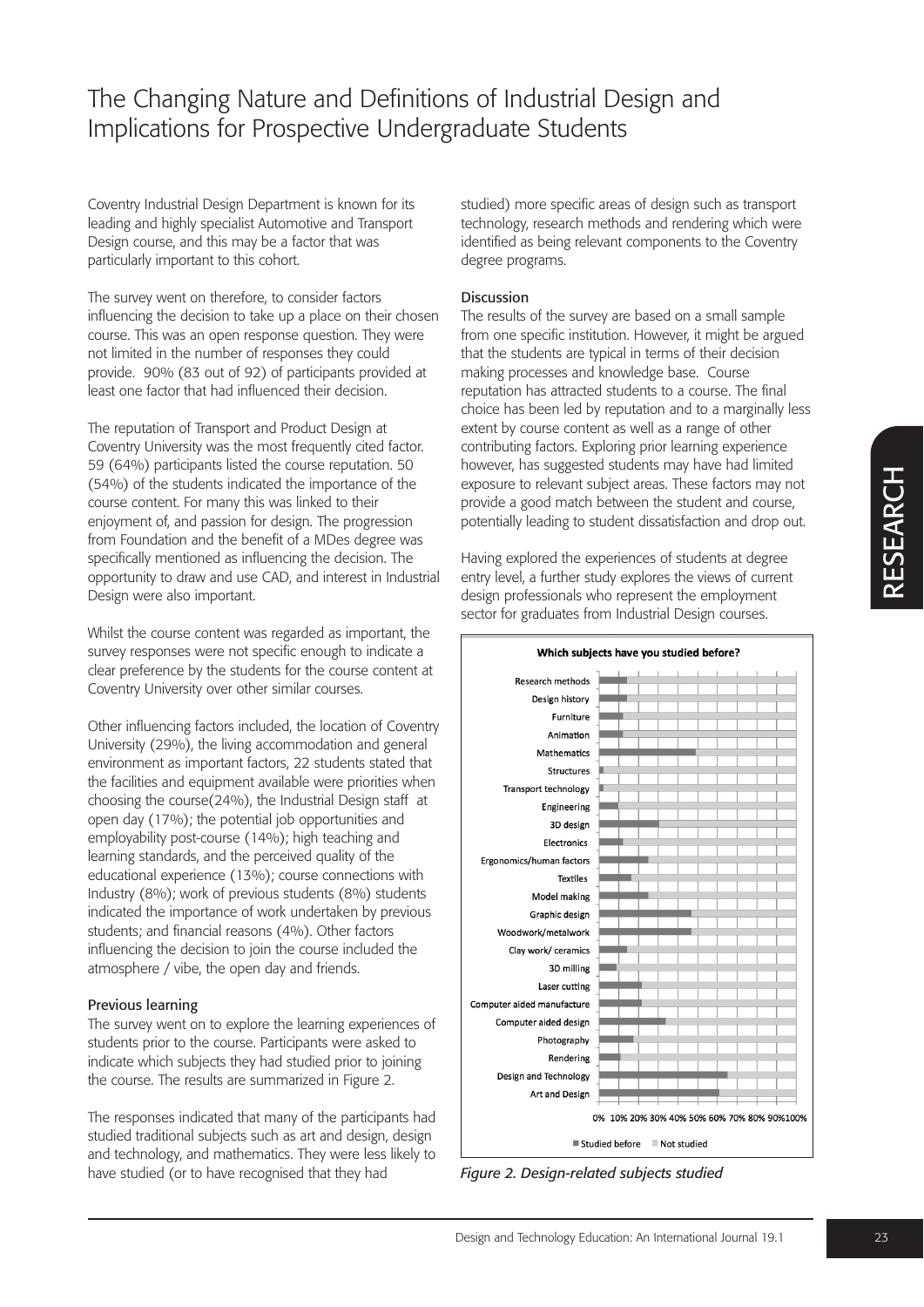# The Changing Nature and Definitions of Industrial Design and Implications for Prospective Undergraduate Students

Coventry Industrial Design Department is known for its leading and highly specialist Automotive and Transport Design course, and this may be a factor that was particularly important to this cohort.

The survey went on therefore, to consider factors influencing the decision to take up a place on their chosen course. This was an open response question. They were not limited in the number of responses they could provide. 90% (83 out of 92) of participants provided at least one factor that had influenced their decision.

The reputation of Transport and Product Design at Coventry University was the most frequently cited factor. 59 (64%) participants listed the course reputation. 50 (54%) of the students indicated the importance of the course content. For many this was linked to their enjoyment of, and passion for design. The progression from Foundation and the benefit of a MDes degree was specifically mentioned as influencing the decision. The opportunity to draw and use CAD, and interest in Industrial Design were also important.

Whilst the course content was regarded as important, the survey responses were not specific enough to indicate a clear preference by the students for the course content at Coventry University over other similar courses.

Other influencing factors included, the location of Coventry University (29%), the living accommodation and general environment as important factors, 22 students stated that the facilities and equipment available were priorities when choosing the course(24%), the Industrial Design staff at open day (17%); the potential job opportunities and employability post-course (14%); high teaching and learning standards, and the perceived quality of the educational experience (13%); course connections with Industry (8%); work of previous students (8%) students indicated the importance of work undertaken by previous students; and financial reasons (4%). Other factors influencing the decision to join the course included the atmosphere / vibe, the open day and friends.

### Previous learning

The survey went on to explore the learning experiences of students prior to the course. Participants were asked to indicate which subjects they had studied prior to joining the course. The results are summarized in Figure 2.

The responses indicated that many of the participants had studied traditional subjects such as art and design, design and technology, and mathematics. They were less likely to have studied (or to have recognised that they had studied) more specific areas of design such as transport technology, research methods and rendering which were identified as being relevant components to the Coventry degree programs.

### Discussion

The results of the survey are based on a small sample from one specific institution. However, it might be argued that the students are typical in terms of their decision making processes and knowledge base. Course reputation has attracted students to a course. The final choice has been led by reputation and to a marginally less extent by course content as well as a range of other contributing factors. Exploring prior learning experience however, has suggested students may have had limited exposure to relevant subject areas. These factors may not provide a good match between the student and course, potentially leading to student dissatisfaction and drop out.

Having explored the experiences of students at degree entry level, a further study explores the views of current design professionals who represent the employment sector for graduates from Industrial Design courses.

*Figure 2. Design-related subjects studied*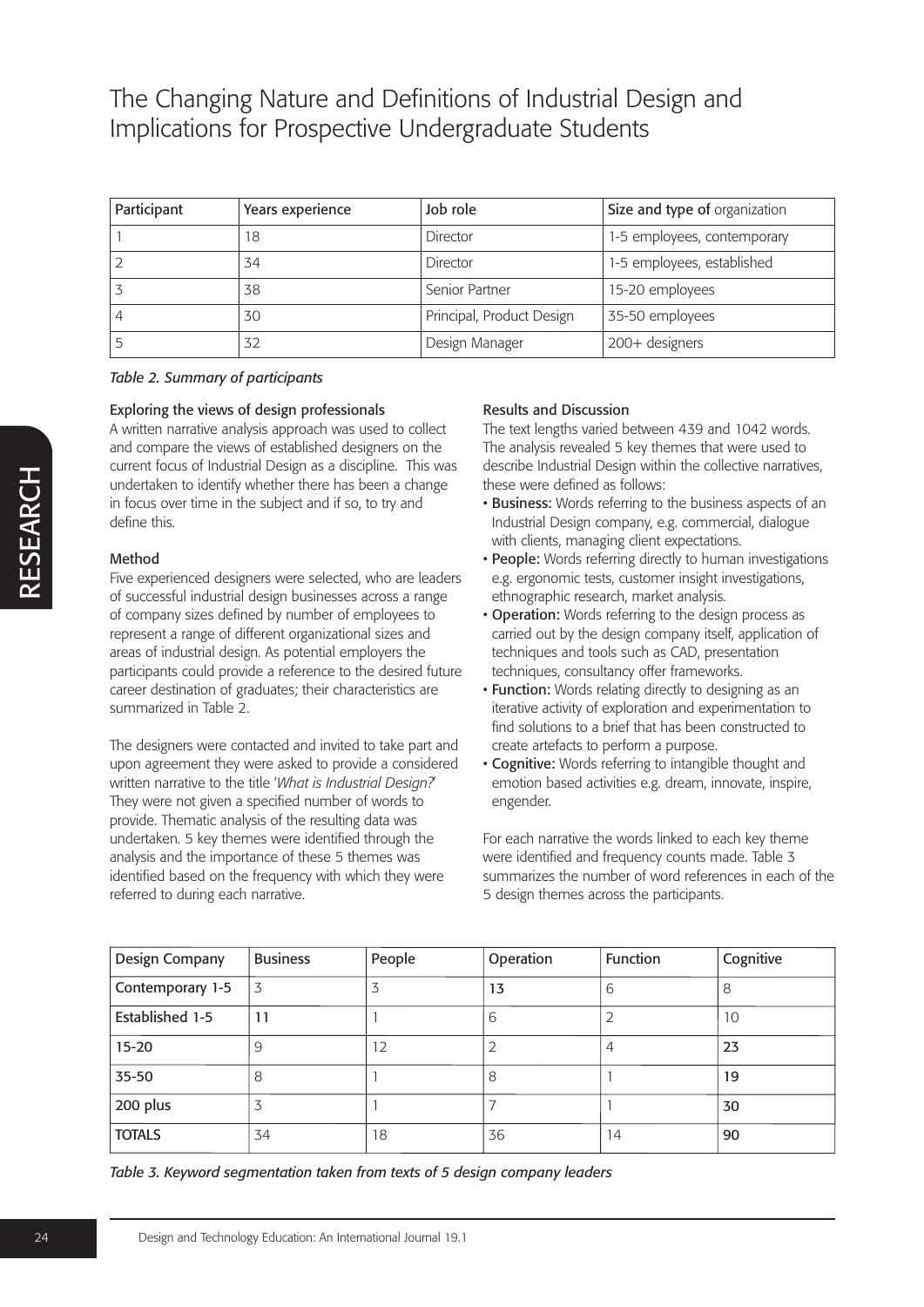# The Changing Nature and Definitions of Industrial Design and Implications for Prospective Undergraduate Students

| Participant | Years experience | Job role | Size and type of organization |
|---|---|---|---|
| 1 | 18 | Director | 1-5 employees, contemporary |
| 2 | 34 | Director | 1-5 employees, established |
| 3 | 38 | Senior Partner | 15-20 employees |
| 4 | 30 | Principal, Product Design | 35-50 employees |
| 5 | 32 | Design Manager | 200+ designers |

*Table 2. Summary of participants*

### Exploring the views of design professionals

A written narrative analysis approach was used to collect and compare the views of established designers on the current focus of Industrial Design as a discipline. This was undertaken to identify whether there has been a change in focus over time in the subject and if so, to try and define this.

### Method

Five experienced designers were selected, who are leaders of successful industrial design businesses across a range of company sizes defined by number of employees to represent a range of different organizational sizes and areas of industrial design. As potential employers the participants could provide a reference to the desired future career destination of graduates; their characteristics are summarized in Table 2.

The designers were contacted and invited to take part and upon agreement they were asked to provide a considered written narrative to the title '*What is Industrial Design?*' They were not given a specified number of words to provide. Thematic analysis of the resulting data was undertaken. 5 key themes were identified through the analysis and the importance of these 5 themes was identified based on the frequency with which they were referred to during each narrative.

### Results and Discussion

The text lengths varied between 439 and 1042 words. The analysis revealed 5 key themes that were used to describe Industrial Design within the collective narratives, these were defined as follows:

- **Business:** Words referring to the business aspects of an Industrial Design company, e.g. commercial, dialogue with clients, managing client expectations.
- **People:** Words referring directly to human investigations e.g. ergonomic tests, customer insight investigations, ethnographic research, market analysis.
- **Operation:** Words referring to the design process as carried out by the design company itself, application of techniques and tools such as CAD, presentation techniques, consultancy offer frameworks.
- **Function:** Words relating directly to designing as an iterative activity of exploration and experimentation to find solutions to a brief that has been constructed to create artefacts to perform a purpose.
- **Cognitive:** Words referring to intangible thought and emotion based activities e.g. dream, innovate, inspire, engender.

For each narrative the words linked to each key theme were identified and frequency counts made. Table 3 summarizes the number of word references in each of the 5 design themes across the participants.

| Design Company | Business | People | Operation | Function | Cognitive |
|---|---|---|---|---|---|
| Contemporary 1-5 | 3 | 3 | **13** | 6 | 8 |
| Established 1-5 | **11** | 1 | 6 | 2 | 10 |
| 15-20 | 9 | 12 | 2 | 4 | **23** |
| 35-50 | 8 | 1 | 8 | 1 | **19** |
| 200 plus | 3 | 1 | 7 | 1 | **30** |
| TOTALS | 34 | 18 | 36 | 14 | **90** |

*Table 3. Keyword segmentation taken from texts of 5 design company leaders*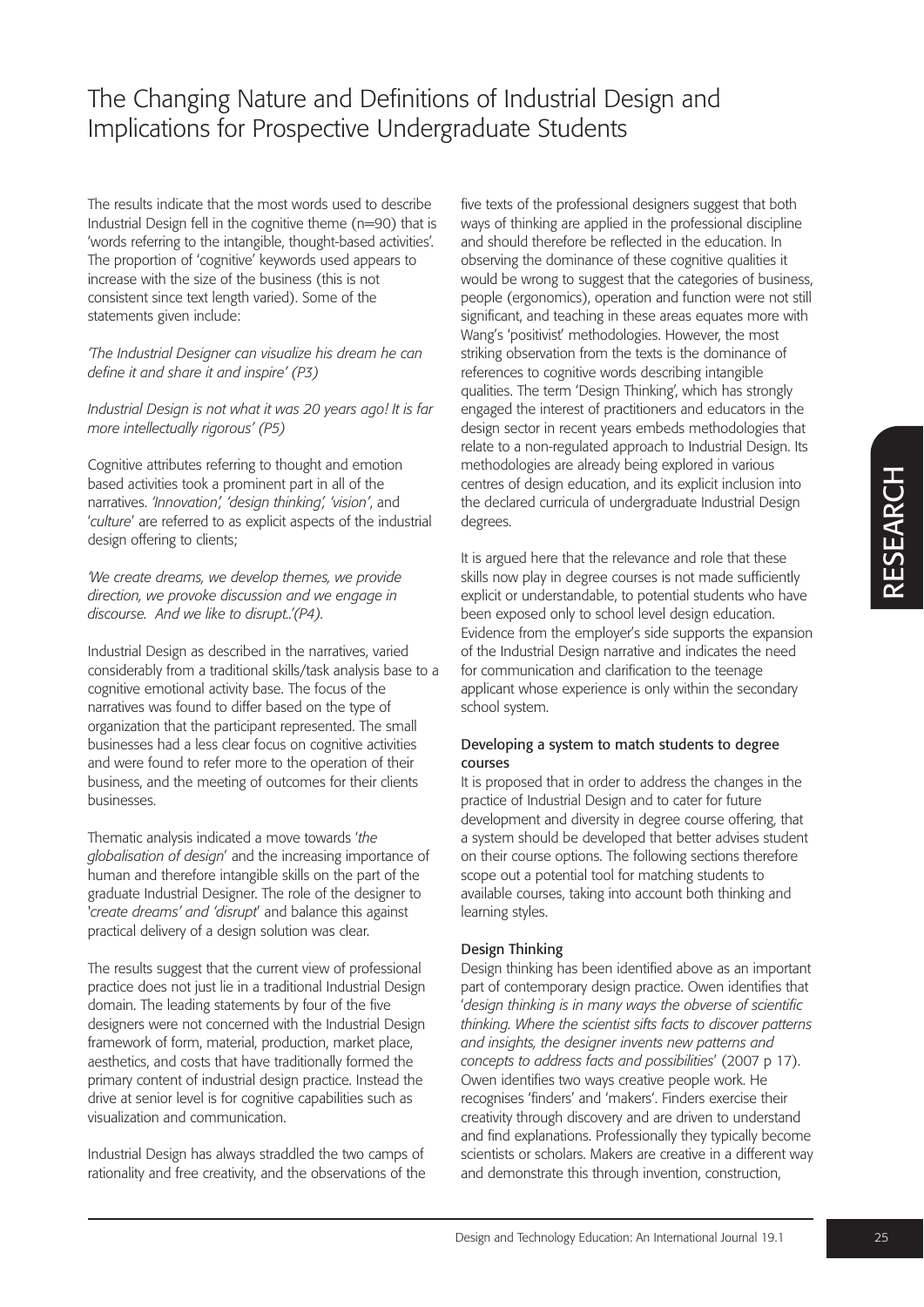The results indicate that the most words used to describe Industrial Design fell in the cognitive theme (n=90) that is 'words referring to the intangible, thought-based activities'. The proportion of 'cognitive' keywords used appears to increase with the size of the business (this is not consistent since text length varied). Some of the statements given include:

*'The Industrial Designer can visualize his dream he can define it and share it and inspire' (P3)*

*Industrial Design is not what it was 20 years ago! It is far more intellectually rigorous' (P5)*

Cognitive attributes referring to thought and emotion based activities took a prominent part in all of the narratives. *'Innovation', 'design thinking', 'vision'*, and '*culture*' are referred to as explicit aspects of the industrial design offering to clients;

*'We create dreams, we develop themes, we provide direction, we provoke discussion and we engage in discourse. And we like to disrupt..'(P4).*

Industrial Design as described in the narratives, varied considerably from a traditional skills/task analysis base to a cognitive emotional activity base. The focus of the narratives was found to differ based on the type of organization that the participant represented. The small businesses had a less clear focus on cognitive activities and were found to refer more to the operation of their business, and the meeting of outcomes for their clients businesses.

Thematic analysis indicated a move towards '*the globalisation of design*' and the increasing importance of human and therefore intangible skills on the part of the graduate Industrial Designer. The role of the designer to '*create dreams' and 'disrupt*' and balance this against practical delivery of a design solution was clear.

The results suggest that the current view of professional practice does not just lie in a traditional Industrial Design domain. The leading statements by four of the five designers were not concerned with the Industrial Design framework of form, material, production, market place, aesthetics, and costs that have traditionally formed the primary content of industrial design practice. Instead the drive at senior level is for cognitive capabilities such as visualization and communication.

Industrial Design has always straddled the two camps of rationality and free creativity, and the observations of the five texts of the professional designers suggest that both ways of thinking are applied in the professional discipline and should therefore be reflected in the education. In observing the dominance of these cognitive qualities it would be wrong to suggest that the categories of business, people (ergonomics), operation and function were not still significant, and teaching in these areas equates more with Wang's 'positivist' methodologies. However, the most striking observation from the texts is the dominance of references to cognitive words describing intangible qualities. The term 'Design Thinking', which has strongly engaged the interest of practitioners and educators in the design sector in recent years embeds methodologies that relate to a non-regulated approach to Industrial Design. Its methodologies are already being explored in various centres of design education, and its explicit inclusion into the declared curricula of undergraduate Industrial Design degrees.

It is argued here that the relevance and role that these skills now play in degree courses is not made sufficiently explicit or understandable, to potential students who have been exposed only to school level design education. Evidence from the employer's side supports the expansion of the Industrial Design narrative and indicates the need for communication and clarification to the teenage applicant whose experience is only within the secondary school system.

### Developing a system to match students to degree courses

It is proposed that in order to address the changes in the practice of Industrial Design and to cater for future development and diversity in degree course offering, that a system should be developed that better advises student on their course options. The following sections therefore scope out a potential tool for matching students to available courses, taking into account both thinking and learning styles.

### Design Thinking

Design thinking has been identified above as an important part of contemporary design practice. Owen identifies that '*design thinking is in many ways the obverse of scientific thinking. Where the scientist sifts facts to discover patterns and insights, the designer invents new patterns and concepts to address facts and possibilities*' (2007 p 17). Owen identifies two ways creative people work. He recognises 'finders' and 'makers'. Finders exercise their creativity through discovery and are driven to understand and find explanations. Professionally they typically become scientists or scholars. Makers are creative in a different way and demonstrate this through invention, construction,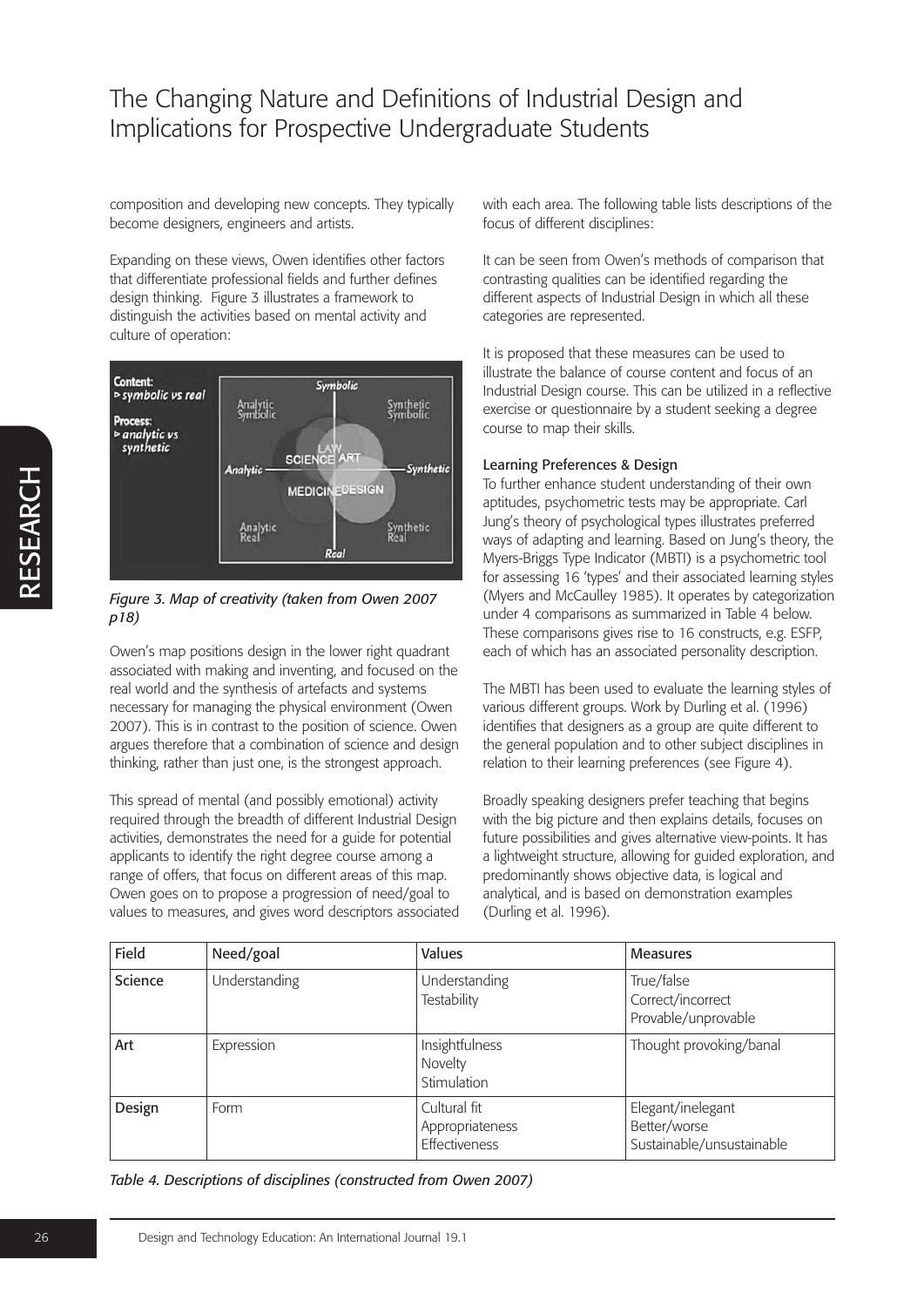composition and developing new concepts. They typically become designers, engineers and artists.

Expanding on these views, Owen identifies other factors that differentiate professional fields and further defines design thinking. Figure 3 illustrates a framework to distinguish the activities based on mental activity and culture of operation:

*Figure 3. Map of creativity (taken from Owen 2007 p18)*

Owen's map positions design in the lower right quadrant associated with making and inventing, and focused on the real world and the synthesis of artefacts and systems necessary for managing the physical environment (Owen 2007). This is in contrast to the position of science. Owen argues therefore that a combination of science and design thinking, rather than just one, is the strongest approach.

This spread of mental (and possibly emotional) activity required through the breadth of different Industrial Design activities, demonstrates the need for a guide for potential applicants to identify the right degree course among a range of offers, that focus on different areas of this map. Owen goes on to propose a progression of need/goal to values to measures, and gives word descriptors associated with each area. The following table lists descriptions of the focus of different disciplines:

It can be seen from Owen's methods of comparison that contrasting qualities can be identified regarding the different aspects of Industrial Design in which all these categories are represented.

It is proposed that these measures can be used to illustrate the balance of course content and focus of an Industrial Design course. This can be utilized in a reflective exercise or questionnaire by a student seeking a degree course to map their skills.

### Learning Preferences & Design

To further enhance student understanding of their own aptitudes, psychometric tests may be appropriate. Carl Jung's theory of psychological types illustrates preferred ways of adapting and learning. Based on Jung's theory, the Myers-Briggs Type Indicator (MBTI) is a psychometric tool for assessing 16 'types' and their associated learning styles (Myers and McCaulley 1985). It operates by categorization under 4 comparisons as summarized in Table 4 below. These comparisons gives rise to 16 constructs, e.g. ESFP, each of which has an associated personality description.

The MBTI has been used to evaluate the learning styles of various different groups. Work by Durling et al. (1996) identifies that designers as a group are quite different to the general population and to other subject disciplines in relation to their learning preferences (see Figure 4).

Broadly speaking designers prefer teaching that begins with the big picture and then explains details, focuses on future possibilities and gives alternative view-points. It has a lightweight structure, allowing for guided exploration, and predominantly shows objective data, is logical and analytical, and is based on demonstration examples (Durling et al. 1996).

| Field | Need/goal | Values | Measures |
|---|---|---|---|
| Science | Understanding | Understanding<br>Testability | True/false<br>Correct/incorrect<br>Provable/unprovable |
| Art | Expression | Insightfulness<br>Novelty<br>Stimulation | Thought provoking/banal |
| Design | Form | Cultural fit<br>Appropriateness<br>Effectiveness | Elegant/inelegant<br>Better/worse<br>Sustainable/unsustainable |

*Table 4. Descriptions of disciplines (constructed from Owen 2007)*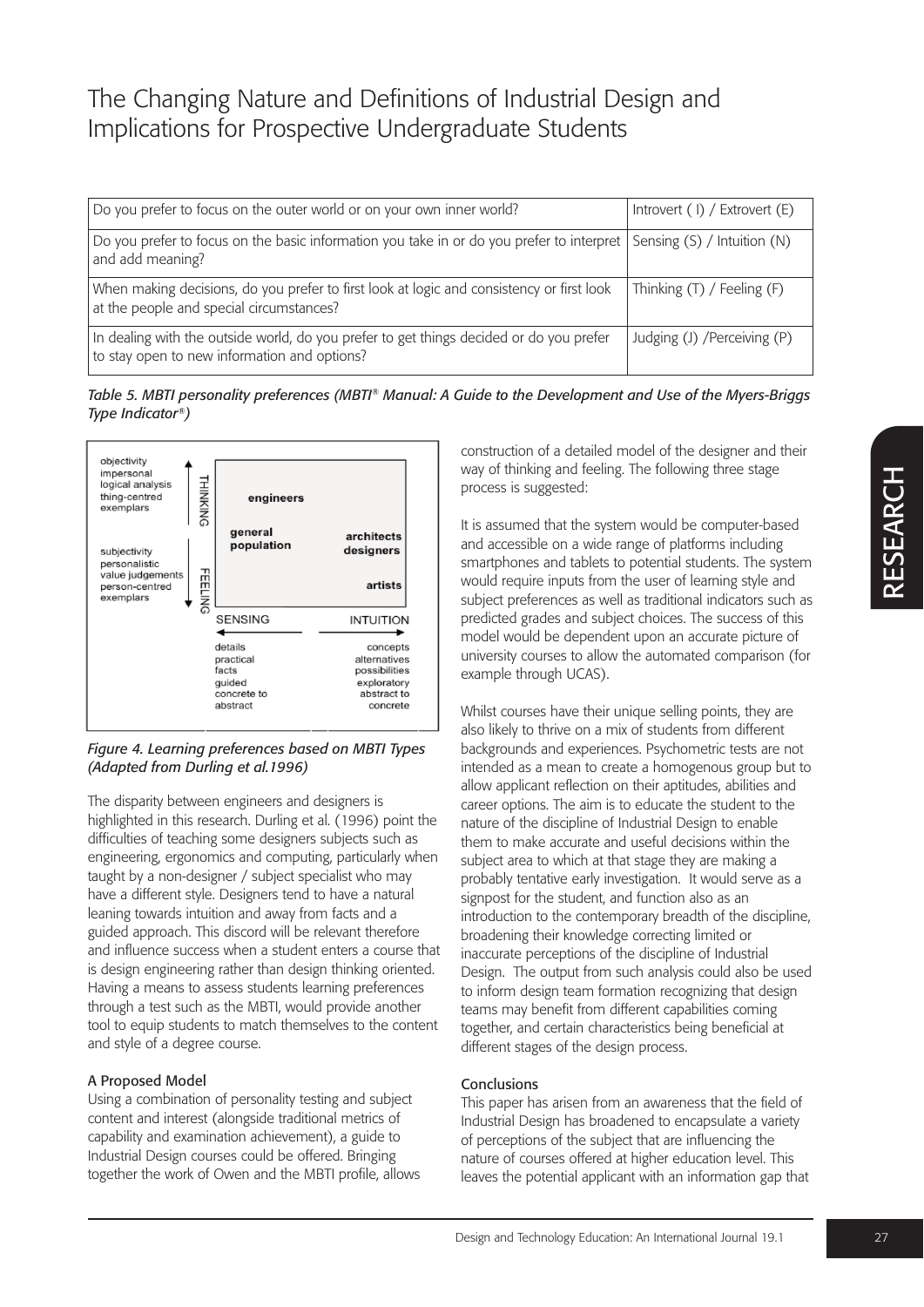| Do you prefer to focus on the outer world or on your own inner world? | Introvert ( I) / Extrovert (E) |
|---|---|
| Do you prefer to focus on the basic information you take in or do you prefer to interpret and add meaning? | Sensing (S) / Intuition (N) |
| When making decisions, do you prefer to first look at logic and consistency or first look at the people and special circumstances? | Thinking (T) / Feeling (F) |
| In dealing with the outside world, do you prefer to get things decided or do you prefer to stay open to new information and options? | Judging (J) /Perceiving (P) |

*Table 5. MBTI personality preferences (MBTI® Manual: A Guide to the Development and Use of the Myers-Briggs Type Indicator®)*

*Figure 4. Learning preferences based on MBTI Types (Adapted from Durling et al.1996)*

The disparity between engineers and designers is highlighted in this research. Durling et al. (1996) point the difficulties of teaching some designers subjects such as engineering, ergonomics and computing, particularly when taught by a non-designer / subject specialist who may have a different style. Designers tend to have a natural leaning towards intuition and away from facts and a guided approach. This discord will be relevant therefore and influence success when a student enters a course that is design engineering rather than design thinking oriented. Having a means to assess students learning preferences through a test such as the MBTI, would provide another tool to equip students to match themselves to the content and style of a degree course.

### A Proposed Model

Using a combination of personality testing and subject content and interest (alongside traditional metrics of capability and examination achievement), a guide to Industrial Design courses could be offered. Bringing together the work of Owen and the MBTI profile, allows construction of a detailed model of the designer and their way of thinking and feeling. The following three stage process is suggested:

It is assumed that the system would be computer-based and accessible on a wide range of platforms including smartphones and tablets to potential students. The system would require inputs from the user of learning style and subject preferences as well as traditional indicators such as predicted grades and subject choices. The success of this model would be dependent upon an accurate picture of university courses to allow the automated comparison (for example through UCAS).

Whilst courses have their unique selling points, they are also likely to thrive on a mix of students from different backgrounds and experiences. Psychometric tests are not intended as a mean to create a homogenous group but to allow applicant reflection on their aptitudes, abilities and career options. The aim is to educate the student to the nature of the discipline of Industrial Design to enable them to make accurate and useful decisions within the subject area to which at that stage they are making a probably tentative early investigation. It would serve as a signpost for the student, and function also as an introduction to the contemporary breadth of the discipline, broadening their knowledge correcting limited or inaccurate perceptions of the discipline of Industrial Design. The output from such analysis could also be used to inform design team formation recognizing that design teams may benefit from different capabilities coming together, and certain characteristics being beneficial at different stages of the design process.

### Conclusions

This paper has arisen from an awareness that the field of Industrial Design has broadened to encapsulate a variety of perceptions of the subject that are influencing the nature of courses offered at higher education level. This leaves the potential applicant with an information gap that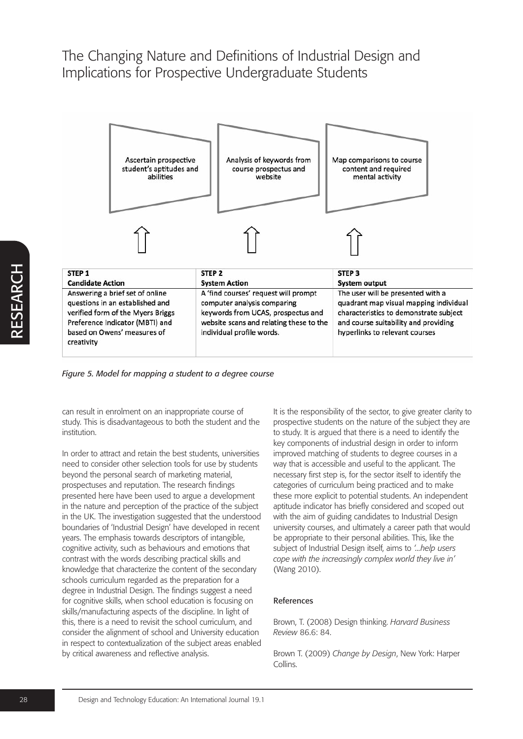Ascertain prospective student's aptitudes and abilities

Analysis of keywords from course prospectus and website

Map comparisons to course content and required mental activity

| STEP 1<br>Candidate Action | STEP 2<br>System Action | STEP 3<br>System output |
|---|---|---|
| Answering a brief set of online questions in an established and verified form of the Myers Briggs Preference Indicator (MBTI) and based on Owens' measures of creativity | A 'find courses' request will prompt computer analysis comparing keywords from UCAS, prospectus and website scans and relating these to the individual profile words. | The user will be presented with a quadrant map visual mapping individual characteristics to demonstrate subject and course suitability and providing hyperlinks to relevant courses |

*Figure 5. Model for mapping a student to a degree course*

can result in enrolment on an inappropriate course of study. This is disadvantageous to both the student and the institution.

In order to attract and retain the best students, universities need to consider other selection tools for use by students beyond the personal search of marketing material, prospectuses and reputation. The research findings presented here have been used to argue a development in the nature and perception of the practice of the subject in the UK. The investigation suggested that the understood boundaries of 'Industrial Design' have developed in recent years. The emphasis towards descriptors of intangible, cognitive activity, such as behaviours and emotions that contrast with the words describing practical skills and knowledge that characterize the content of the secondary schools curriculum regarded as the preparation for a degree in Industrial Design. The findings suggest a need for cognitive skills, when school education is focusing on skills/manufacturing aspects of the discipline. In light of this, there is a need to revisit the school curriculum, and consider the alignment of school and University education in respect to contextualization of the subject areas enabled by critical awareness and reflective analysis.

It is the responsibility of the sector, to give greater clarity to prospective students on the nature of the subject they are to study. It is argued that there is a need to identify the key components of industrial design in order to inform improved matching of students to degree courses in a way that is accessible and useful to the applicant. The necessary first step is, for the sector itself to identify the categories of curriculum being practiced and to make these more explicit to potential students. An independent aptitude indicator has briefly considered and scoped out with the aim of guiding candidates to Industrial Design university courses, and ultimately a career path that would be appropriate to their personal abilities. This, like the subject of Industrial Design itself, aims to *'...help users cope with the increasingly complex world they live in'* (Wang 2010).

## References

Brown, T. (2008) Design thinking. *Harvard Business Review* 86.6: 84.

Brown T. (2009) *Change by Design*, New York: Harper Collins.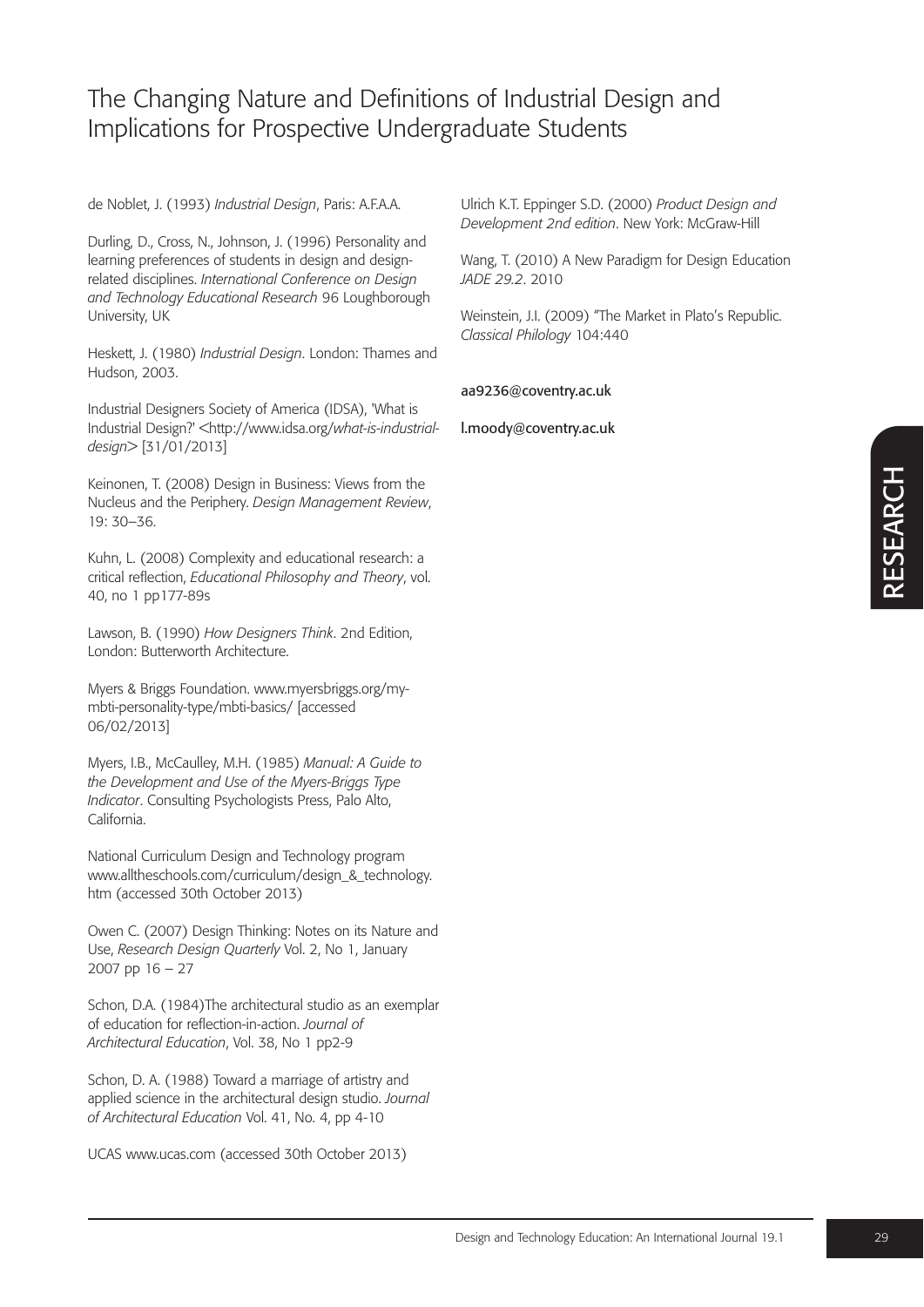de Noblet, J. (1993) *Industrial Design*, Paris: A.F.A.A.

Durling, D., Cross, N., Johnson, J. (1996) Personality and learning preferences of students in design and design-related disciplines. *International Conference on Design and Technology Educational Research* 96 Loughborough University, UK

Heskett, J. (1980) *Industrial Design*. London: Thames and Hudson, 2003.

Industrial Designers Society of America (IDSA), 'What is Industrial Design?' <http://www.idsa.org/*what-is-industrial-design*> [31/01/2013]

Keinonen, T. (2008) Design in Business: Views from the Nucleus and the Periphery. *Design Management Review*, 19: 30–36.

Kuhn, L. (2008) Complexity and educational research: a critical reflection, *Educational Philosophy and Theory*, vol. 40, no 1 pp177-89s

Lawson, B. (1990) *How Designers Think*. 2nd Edition, London: Butterworth Architecture.

Myers & Briggs Foundation. www.myersbriggs.org/my-mbti-personality-type/mbti-basics/ [accessed 06/02/2013]

Myers, I.B., McCaulley, M.H. (1985) *Manual: A Guide to the Development and Use of the Myers-Briggs Type Indicator*. Consulting Psychologists Press, Palo Alto, California.

National Curriculum Design and Technology program www.alltheschools.com/curriculum/design_&_technology.htm (accessed 30th October 2013)

Owen C. (2007) Design Thinking: Notes on its Nature and Use, *Research Design Quarterly* Vol. 2, No 1, January 2007 pp 16 – 27

Schon, D.A. (1984)The architectural studio as an exemplar of education for reflection-in-action. *Journal of Architectural Education*, Vol. 38, No 1 pp2-9

Schon, D. A. (1988) Toward a marriage of artistry and applied science in the architectural design studio. *Journal of Architectural Education* Vol. 41, No. 4, pp 4-10

UCAS www.ucas.com (accessed 30th October 2013)

Ulrich K.T. Eppinger S.D. (2000) *Product Design and Development 2nd edition*. New York: McGraw-Hill

Wang, T. (2010) A New Paradigm for Design Education *JADE 29.2*. 2010

Weinstein, J.I. (2009) "The Market in Plato's Republic. *Classical Philology* 104:440

aa9236@coventry.ac.uk

l.moody@coventry.ac.uk